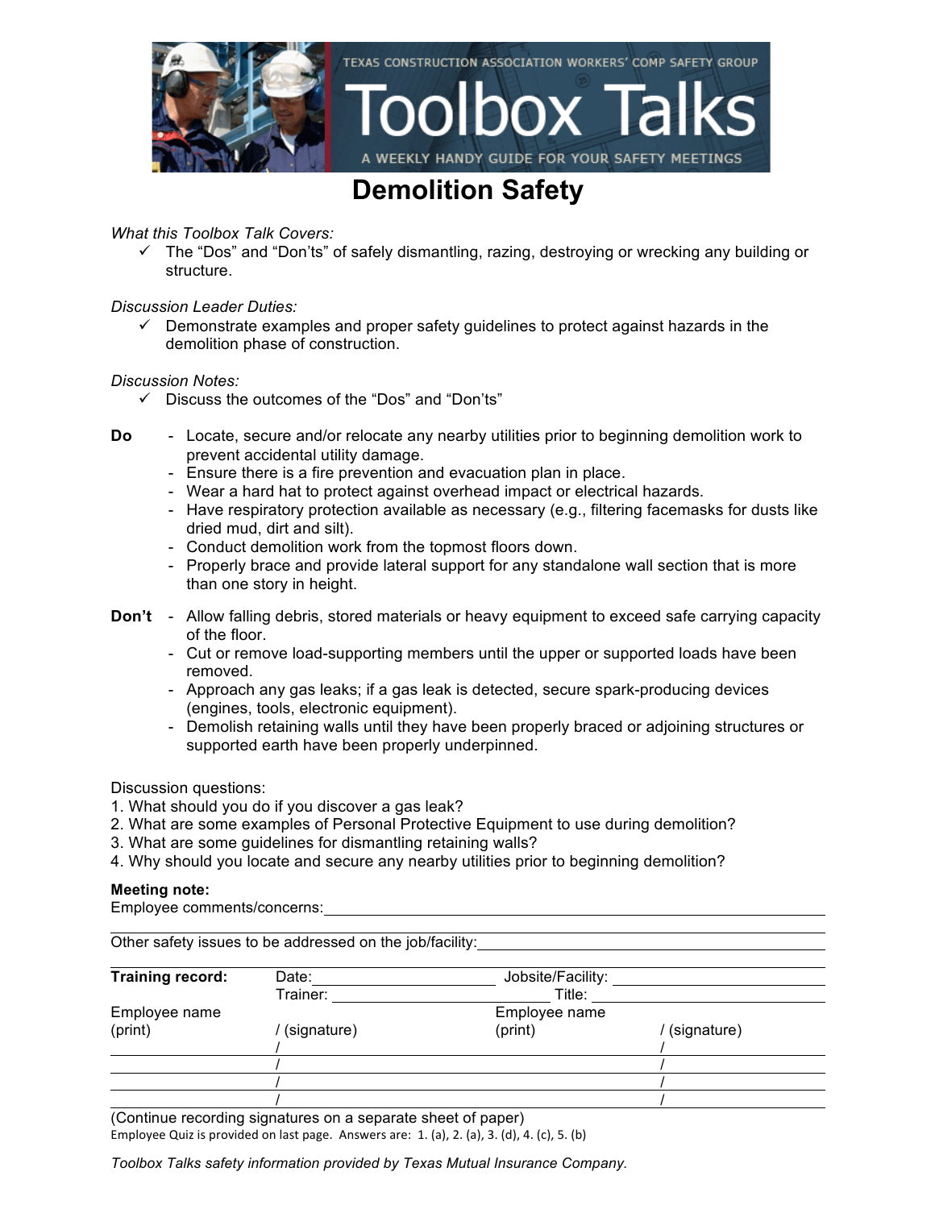TEXAS CONSTRUCTION ASSOCIATION WORKERS' COMP SAFETY GROUP

# Toolbox Talks

A WEEKLY HANDY GUIDE FOR YOUR SAFETY MEETINGS

## Demolition Safety

*What this Toolbox Talk Covers:*

- ✓ The "Dos" and "Don'ts" of safely dismantling, razing, destroying or wrecking any building or structure.

*Discussion Leader Duties:*

- ✓ Demonstrate examples and proper safety guidelines to protect against hazards in the demolition phase of construction.

*Discussion Notes:*

- ✓ Discuss the outcomes of the "Dos" and "Don'ts"

**Do**

- Locate, secure and/or relocate any nearby utilities prior to beginning demolition work to prevent accidental utility damage.
- Ensure there is a fire prevention and evacuation plan in place.
- Wear a hard hat to protect against overhead impact or electrical hazards.
- Have respiratory protection available as necessary (e.g., filtering facemasks for dusts like dried mud, dirt and silt).
- Conduct demolition work from the topmost floors down.
- Properly brace and provide lateral support for any standalone wall section that is more than one story in height.

**Don't**

- Allow falling debris, stored materials or heavy equipment to exceed safe carrying capacity of the floor.
- Cut or remove load-supporting members until the upper or supported loads have been removed.
- Approach any gas leaks; if a gas leak is detected, secure spark-producing devices (engines, tools, electronic equipment).
- Demolish retaining walls until they have been properly braced or adjoining structures or supported earth have been properly underpinned.

Discussion questions:

1. What should you do if you discover a gas leak?
2. What are some examples of Personal Protective Equipment to use during demolition?
3. What are some guidelines for dismantling retaining walls?
4. Why should you locate and secure any nearby utilities prior to beginning demolition?

**Meeting note:**

Employee comments/concerns: ______________________________

Other safety issues to be addressed on the job/facility: ______________________________

**Training record:** Date: ______________ Jobsite/Facility: ______________

Trainer: ______________ Title: ______________

| Employee name (print) | / (signature) | Employee name (print) | / (signature) |
|---|---|---|---|
| | / | | / |
| | / | | / |
| | / | | / |
| | / | | / |

(Continue recording signatures on a separate sheet of paper)

Employee Quiz is provided on last page. Answers are: 1. (a), 2. (a), 3. (d), 4. (c), 5. (b)

*Toolbox Talks safety information provided by Texas Mutual Insurance Company.*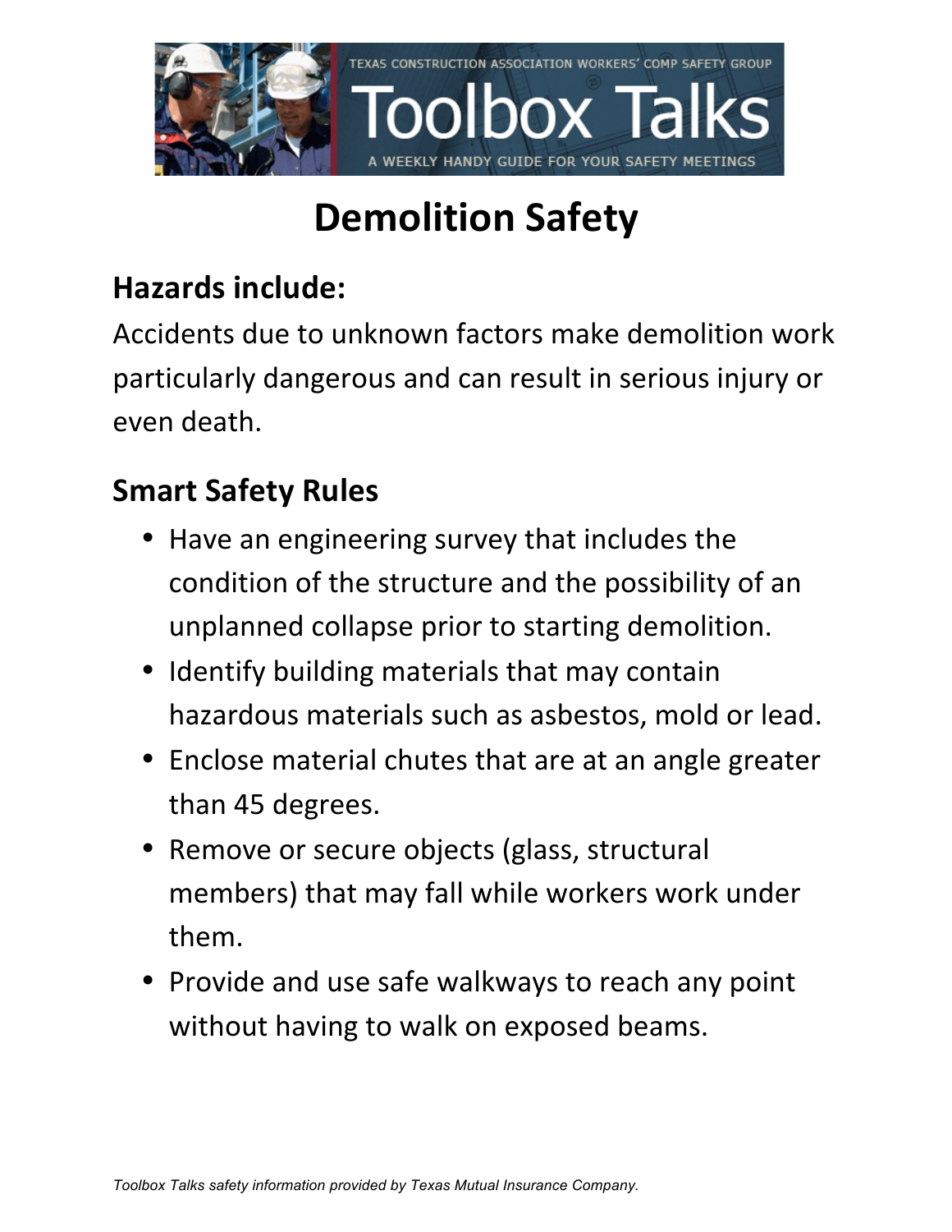TEXAS CONSTRUCTION ASSOCIATION WORKERS' COMP SAFETY GROUP

# Toolbox Talks

A WEEKLY HANDY GUIDE FOR YOUR SAFETY MEETINGS

# Demolition Safety

## Hazards include:

Accidents due to unknown factors make demolition work particularly dangerous and can result in serious injury or even death.

## Smart Safety Rules

- Have an engineering survey that includes the condition of the structure and the possibility of an unplanned collapse prior to starting demolition.
- Identify building materials that may contain hazardous materials such as asbestos, mold or lead.
- Enclose material chutes that are at an angle greater than 45 degrees.
- Remove or secure objects (glass, structural members) that may fall while workers work under them.
- Provide and use safe walkways to reach any point without having to walk on exposed beams.

*Toolbox Talks safety information provided by Texas Mutual Insurance Company.*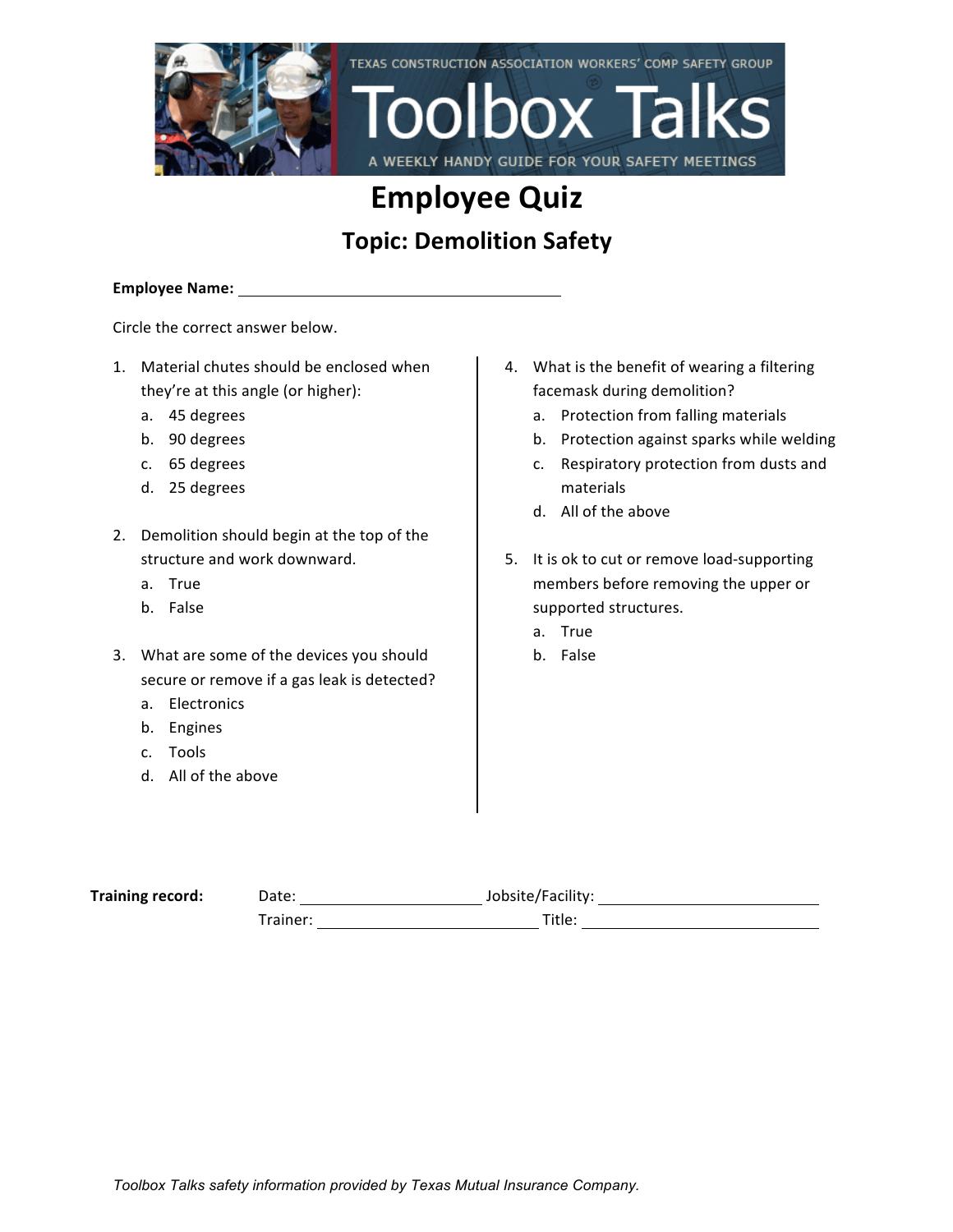# Employee Quiz

## Topic: Demolition Safety

**Employee Name:** ______________________________

Circle the correct answer below.

1. Material chutes should be enclosed when they're at this angle (or higher):
   a. 45 degrees
   b. 90 degrees
   c. 65 degrees
   d. 25 degrees

2. Demolition should begin at the top of the structure and work downward.
   a. True
   b. False

3. What are some of the devices you should secure or remove if a gas leak is detected?
   a. Electronics
   b. Engines
   c. Tools
   d. All of the above

4. What is the benefit of wearing a filtering facemask during demolition?
   a. Protection from falling materials
   b. Protection against sparks while welding
   c. Respiratory protection from dusts and materials
   d. All of the above

5. It is ok to cut or remove load-supporting members before removing the upper or supported structures.
   a. True
   b. False

**Training record:** Date: ____________________ Jobsite/Facility: ____________________

Trainer: ____________________ Title: ____________________

*Toolbox Talks safety information provided by Texas Mutual Insurance Company.*